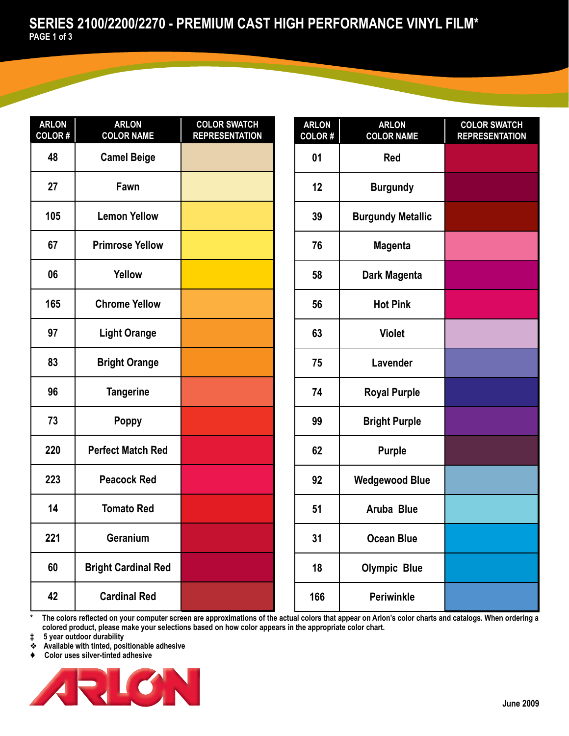# SERIES 2100/2200/2270 - PREMIUM CAST HIGH PERFORMANCE VINYL FILM*

| ARLON COLOR # | ARLON COLOR NAME | COLOR SWATCH REPRESENTATION |
|---|---|---|
| 48 | Camel Beige | |
| 27 | Fawn | |
| 105 | Lemon Yellow | |
| 67 | Primrose Yellow | |
| 06 | Yellow | |
| 165 | Chrome Yellow | |
| 97 | Light Orange | |
| 83 | Bright Orange | |
| 96 | Tangerine | |
| 73 | Poppy | |
| 220 | Perfect Match Red | |
| 223 | Peacock Red | |
| 14 | Tomato Red | |
| 221 | Geranium | |
| 60 | Bright Cardinal Red | |
| 42 | Cardinal Red | |

| ARLON COLOR # | ARLON COLOR NAME | COLOR SWATCH REPRESENTATION |
|---|---|---|
| 01 | Red | |
| 12 | Burgundy | |
| 39 | Burgundy Metallic | |
| 76 | Magenta | |
| 58 | Dark Magenta | |
| 56 | Hot Pink | |
| 63 | Violet | |
| 75 | Lavender | |
| 74 | Royal Purple | |
| 99 | Bright Purple | |
| 62 | Purple | |
| 92 | Wedgewood Blue | |
| 51 | Aruba Blue | |
| 31 | Ocean Blue | |
| 18 | Olympic Blue | |
| 166 | Periwinkle | |

* The colors reflected on your computer screen are approximations of the actual colors that appear on Arlon's color charts and catalogs. When ordering a colored product, please make your selections based on how color appears in the appropriate color chart.

‡ 5 year outdoor durability

❖ Available with tinted, positionable adhesive

♦ Color uses silver-tinted adhesive

ARLON

June 2009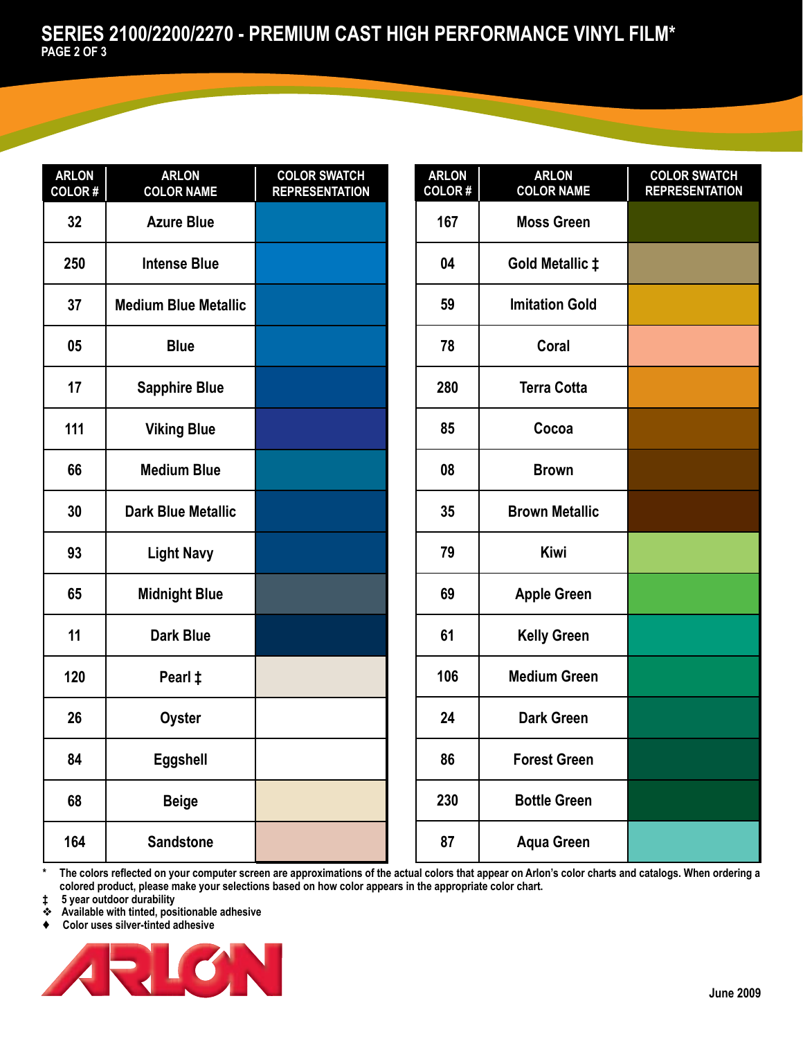# SERIES 2100/2200/2270 - PREMIUM CAST HIGH PERFORMANCE VINYL FILM*

| ARLON COLOR # | ARLON COLOR NAME | COLOR SWATCH REPRESENTATION |
|---|---|---|
| 32 | Azure Blue | |
| 250 | Intense Blue | |
| 37 | Medium Blue Metallic | |
| 05 | Blue | |
| 17 | Sapphire Blue | |
| 111 | Viking Blue | |
| 66 | Medium Blue | |
| 30 | Dark Blue Metallic | |
| 93 | Light Navy | |
| 65 | Midnight Blue | |
| 11 | Dark Blue | |
| 120 | Pearl ‡ | |
| 26 | Oyster | |
| 84 | Eggshell | |
| 68 | Beige | |
| 164 | Sandstone | |

| ARLON COLOR # | ARLON COLOR NAME | COLOR SWATCH REPRESENTATION |
|---|---|---|
| 167 | Moss Green | |
| 04 | Gold Metallic ‡ | |
| 59 | Imitation Gold | |
| 78 | Coral | |
| 280 | Terra Cotta | |
| 85 | Cocoa | |
| 08 | Brown | |
| 35 | Brown Metallic | |
| 79 | Kiwi | |
| 69 | Apple Green | |
| 61 | Kelly Green | |
| 106 | Medium Green | |
| 24 | Dark Green | |
| 86 | Forest Green | |
| 230 | Bottle Green | |
| 87 | Aqua Green | |

* The colors reflected on your computer screen are approximations of the actual colors that appear on Arlon's color charts and catalogs. When ordering a colored product, please make your selections based on how color appears in the appropriate color chart.

‡ 5 year outdoor durability

❖ Available with tinted, positionable adhesive

♦ Color uses silver-tinted adhesive

ARLON

June 2009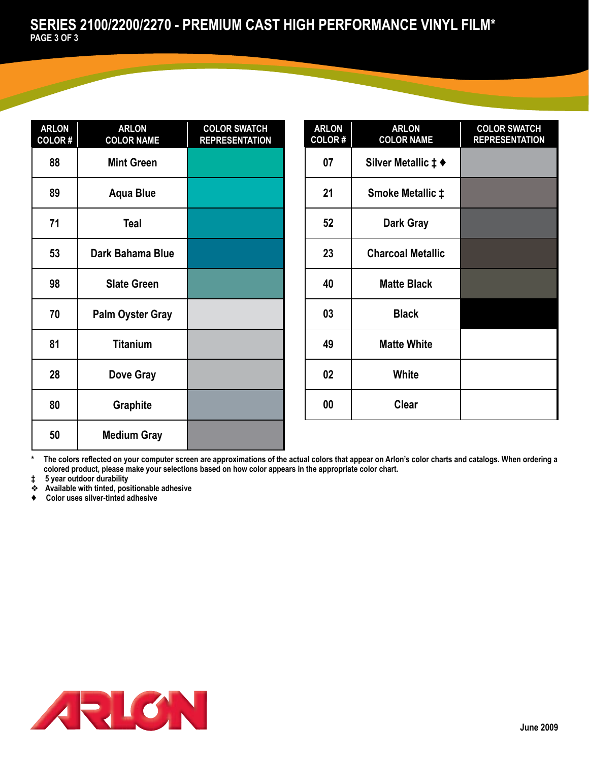# SERIES 2100/2200/2270 - PREMIUM CAST HIGH PERFORMANCE VINYL FILM*

| ARLON COLOR # | ARLON COLOR NAME | COLOR SWATCH REPRESENTATION |
|---|---|---|
| 88 | Mint Green | |
| 89 | Aqua Blue | |
| 71 | Teal | |
| 53 | Dark Bahama Blue | |
| 98 | Slate Green | |
| 70 | Palm Oyster Gray | |
| 81 | Titanium | |
| 28 | Dove Gray | |
| 80 | Graphite | |
| 50 | Medium Gray | |

| ARLON COLOR # | ARLON COLOR NAME | COLOR SWATCH REPRESENTATION |
|---|---|---|
| 07 | Silver Metallic ‡ ♦ | |
| 21 | Smoke Metallic ‡ | |
| 52 | Dark Gray | |
| 23 | Charcoal Metallic | |
| 40 | Matte Black | |
| 03 | Black | |
| 49 | Matte White | |
| 02 | White | |
| 00 | Clear | |

\* The colors reflected on your computer screen are approximations of the actual colors that appear on Arlon's color charts and catalogs. When ordering a colored product, please make your selections based on how color appears in the appropriate color chart.

‡ 5 year outdoor durability

❖ Available with tinted, positionable adhesive

♦ Color uses silver-tinted adhesive

ARLON

June 2009